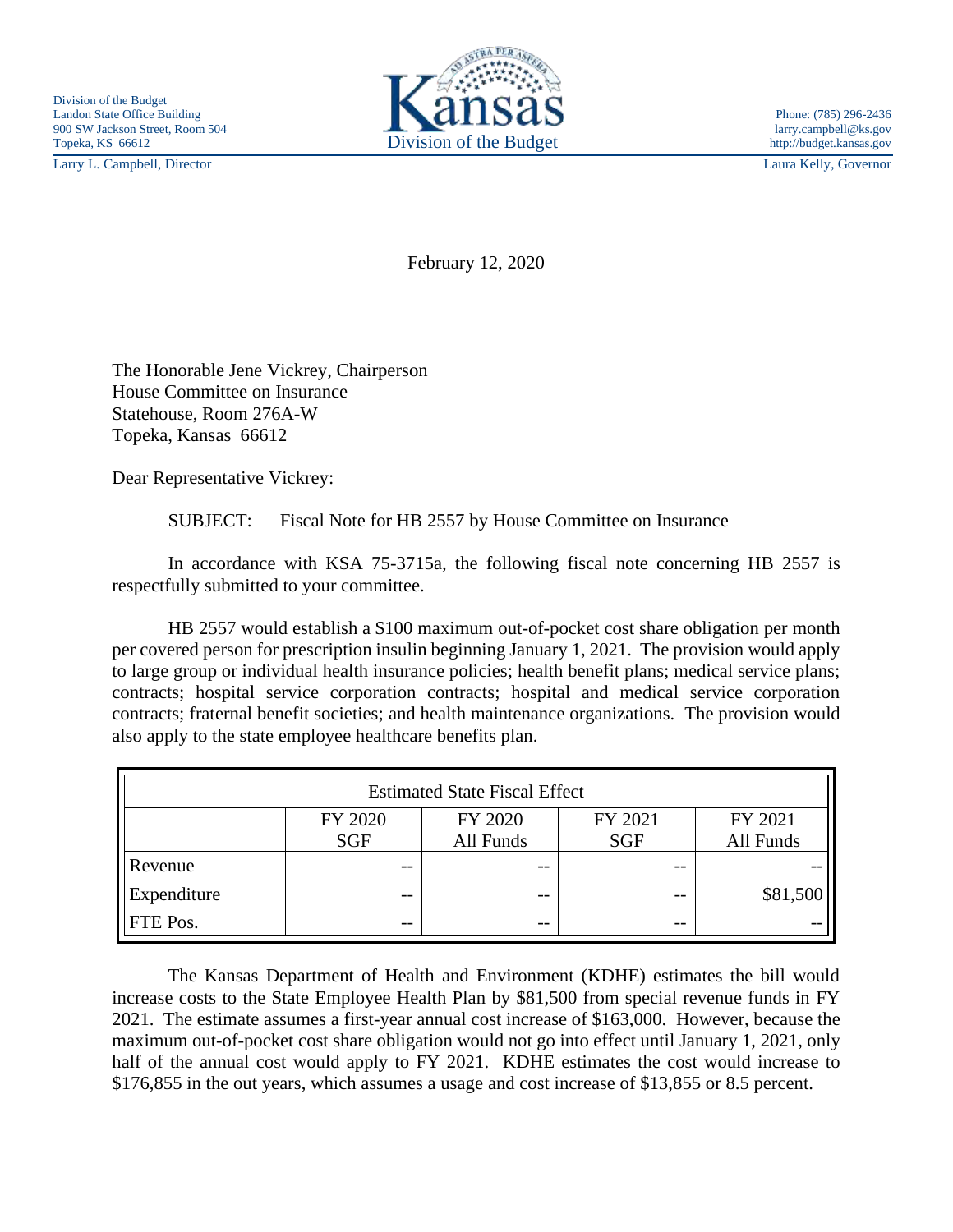Division of the Budget
Landon State Office Building
900 SW Jackson Street, Room 504
Topeka, KS 66612

Kansas
Division of the Budget

Phone: (785) 296-2436
larry.campbell@ks.gov
http://budget.kansas.gov

Larry L. Campbell, Director | Laura Kelly, Governor

February 12, 2020

The Honorable Jene Vickrey, Chairperson
House Committee on Insurance
Statehouse, Room 276A-W
Topeka, Kansas 66612

Dear Representative Vickrey:

SUBJECT: Fiscal Note for HB 2557 by House Committee on Insurance

In accordance with KSA 75-3715a, the following fiscal note concerning HB 2557 is respectfully submitted to your committee.

HB 2557 would establish a $100 maximum out-of-pocket cost share obligation per month per covered person for prescription insulin beginning January 1, 2021. The provision would apply to large group or individual health insurance policies; health benefit plans; medical service plans; contracts; hospital service corporation contracts; hospital and medical service corporation contracts; fraternal benefit societies; and health maintenance organizations. The provision would also apply to the state employee healthcare benefits plan.

| Estimated State Fiscal Effect | | | | |
|---|---|---|---|---|
| | FY 2020 SGF | FY 2020 All Funds | FY 2021 SGF | FY 2021 All Funds |
| Revenue | -- | -- | -- | -- |
| Expenditure | -- | -- | -- | $81,500 |
| FTE Pos. | -- | -- | -- | -- |

The Kansas Department of Health and Environment (KDHE) estimates the bill would increase costs to the State Employee Health Plan by $81,500 from special revenue funds in FY 2021. The estimate assumes a first-year annual cost increase of $163,000. However, because the maximum out-of-pocket cost share obligation would not go into effect until January 1, 2021, only half of the annual cost would apply to FY 2021. KDHE estimates the cost would increase to $176,855 in the out years, which assumes a usage and cost increase of $13,855 or 8.5 percent.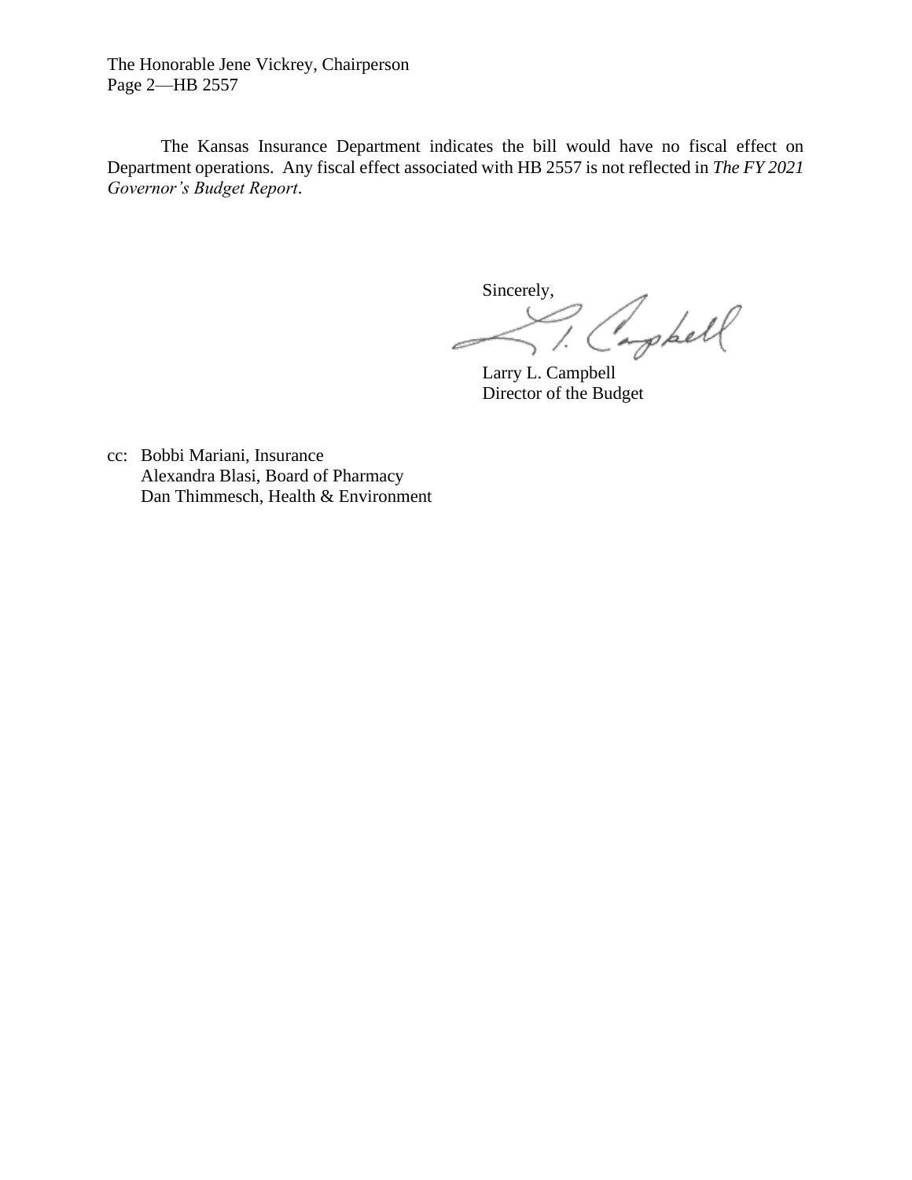The Kansas Insurance Department indicates the bill would have no fiscal effect on Department operations. Any fiscal effect associated with HB 2557 is not reflected in *The FY 2021 Governor's Budget Report*.

Sincerely,

Larry L. Campbell
Director of the Budget

cc: Bobbi Mariani, Insurance
Alexandra Blasi, Board of Pharmacy
Dan Thimmesch, Health & Environment